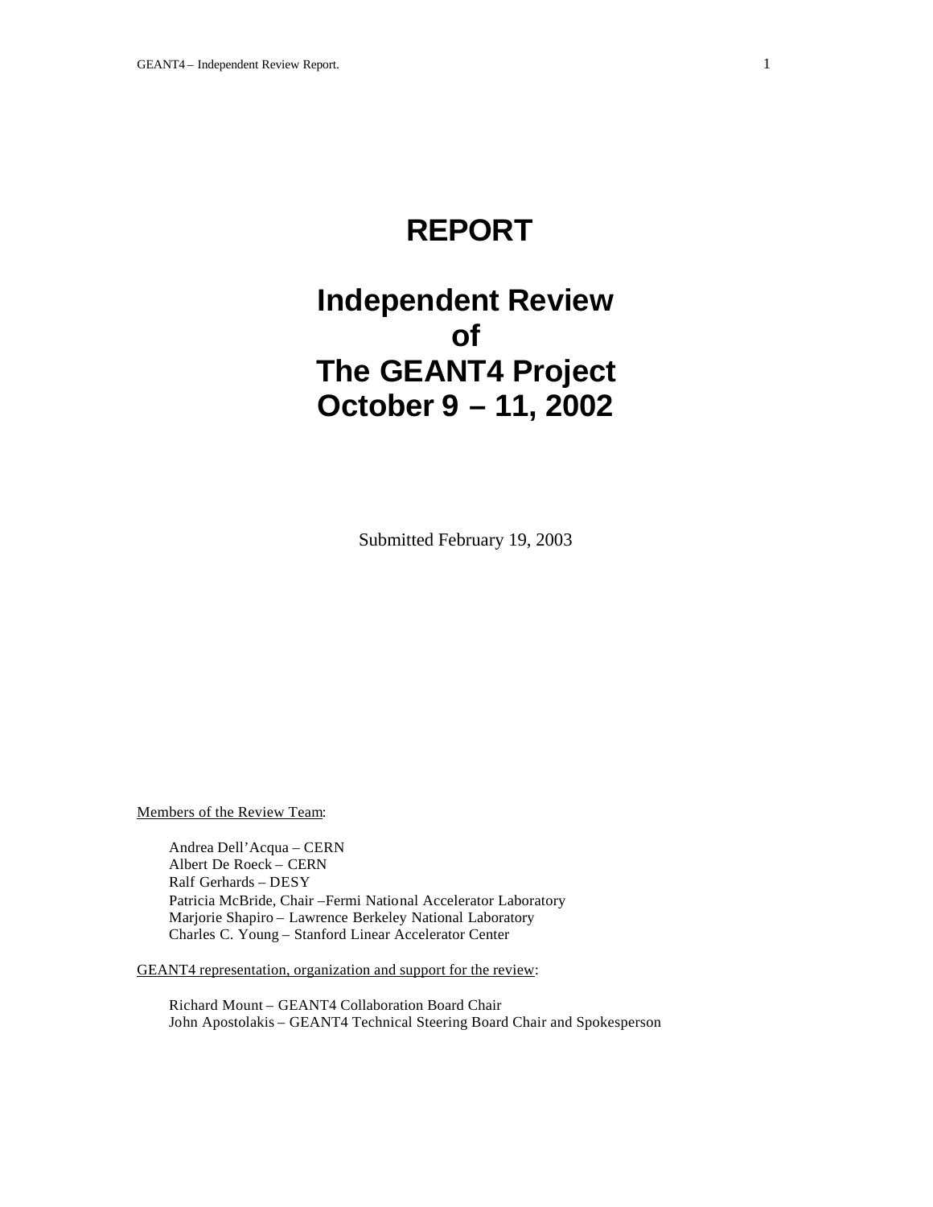# REPORT

# Independent Review of The GEANT4 Project October 9 – 11, 2002

Submitted February 19, 2003

Members of the Review Team:

Andrea Dell'Acqua – CERN
Albert De Roeck – CERN
Ralf Gerhards – DESY
Patricia McBride, Chair –Fermi National Accelerator Laboratory
Marjorie Shapiro – Lawrence Berkeley National Laboratory
Charles C. Young – Stanford Linear Accelerator Center

GEANT4 representation, organization and support for the review:

Richard Mount – GEANT4 Collaboration Board Chair
John Apostolakis – GEANT4 Technical Steering Board Chair and Spokesperson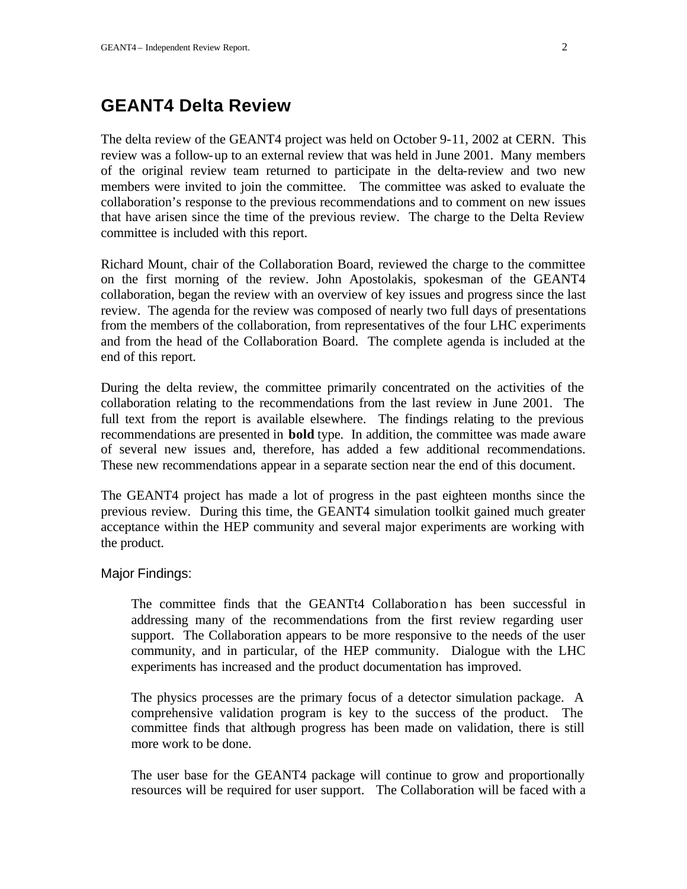# GEANT4 Delta Review

The delta review of the GEANT4 project was held on October 9-11, 2002 at CERN. This review was a follow-up to an external review that was held in June 2001. Many members of the original review team returned to participate in the delta-review and two new members were invited to join the committee. The committee was asked to evaluate the collaboration's response to the previous recommendations and to comment on new issues that have arisen since the time of the previous review. The charge to the Delta Review committee is included with this report.

Richard Mount, chair of the Collaboration Board, reviewed the charge to the committee on the first morning of the review. John Apostolakis, spokesman of the GEANT4 collaboration, began the review with an overview of key issues and progress since the last review. The agenda for the review was composed of nearly two full days of presentations from the members of the collaboration, from representatives of the four LHC experiments and from the head of the Collaboration Board. The complete agenda is included at the end of this report.

During the delta review, the committee primarily concentrated on the activities of the collaboration relating to the recommendations from the last review in June 2001. The full text from the report is available elsewhere. The findings relating to the previous recommendations are presented in **bold** type. In addition, the committee was made aware of several new issues and, therefore, has added a few additional recommendations. These new recommendations appear in a separate section near the end of this document.

The GEANT4 project has made a lot of progress in the past eighteen months since the previous review. During this time, the GEANT4 simulation toolkit gained much greater acceptance within the HEP community and several major experiments are working with the product.

### Major Findings:

> The committee finds that the GEANTt4 Collaboration has been successful in addressing many of the recommendations from the first review regarding user support. The Collaboration appears to be more responsive to the needs of the user community, and in particular, of the HEP community. Dialogue with the LHC experiments has increased and the product documentation has improved.
>
> The physics processes are the primary focus of a detector simulation package. A comprehensive validation program is key to the success of the product. The committee finds that although progress has been made on validation, there is still more work to be done.
>
> The user base for the GEANT4 package will continue to grow and proportionally resources will be required for user support. The Collaboration will be faced with a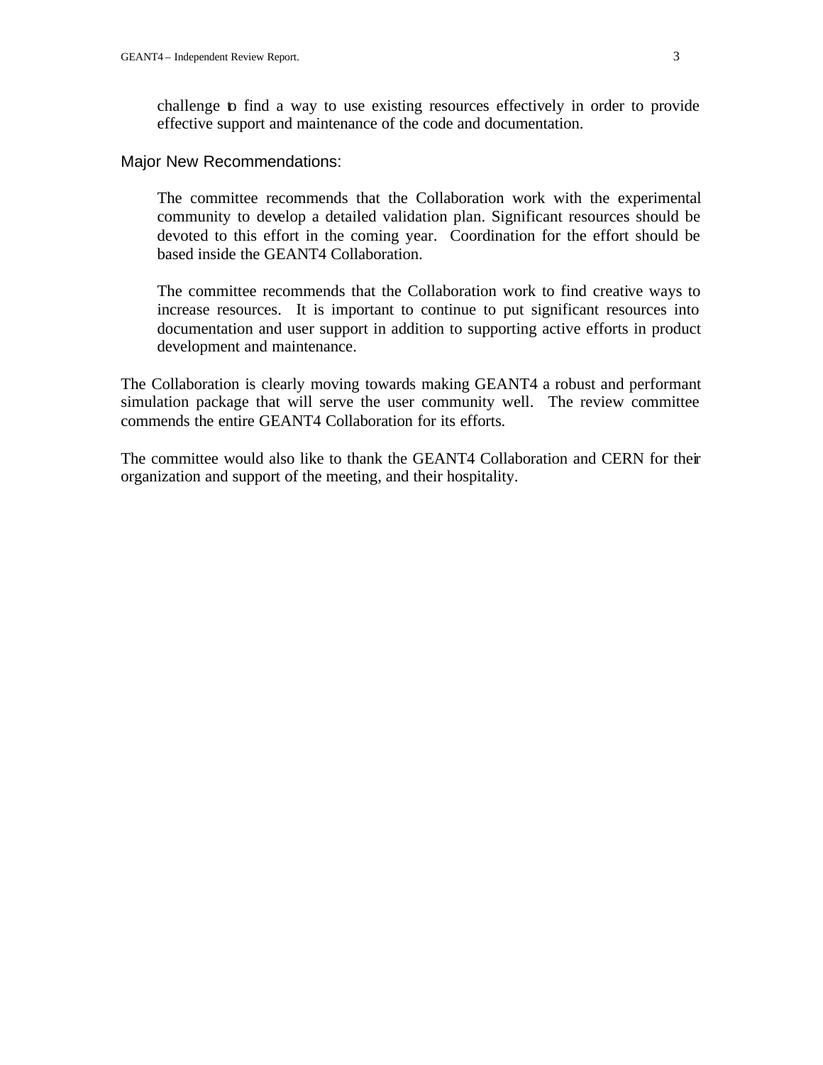challenge to find a way to use existing resources effectively in order to provide effective support and maintenance of the code and documentation.

## Major New Recommendations:

The committee recommends that the Collaboration work with the experimental community to develop a detailed validation plan. Significant resources should be devoted to this effort in the coming year. Coordination for the effort should be based inside the GEANT4 Collaboration.

The committee recommends that the Collaboration work to find creative ways to increase resources. It is important to continue to put significant resources into documentation and user support in addition to supporting active efforts in product development and maintenance.

The Collaboration is clearly moving towards making GEANT4 a robust and performant simulation package that will serve the user community well. The review committee commends the entire GEANT4 Collaboration for its efforts.

The committee would also like to thank the GEANT4 Collaboration and CERN for their organization and support of the meeting, and their hospitality.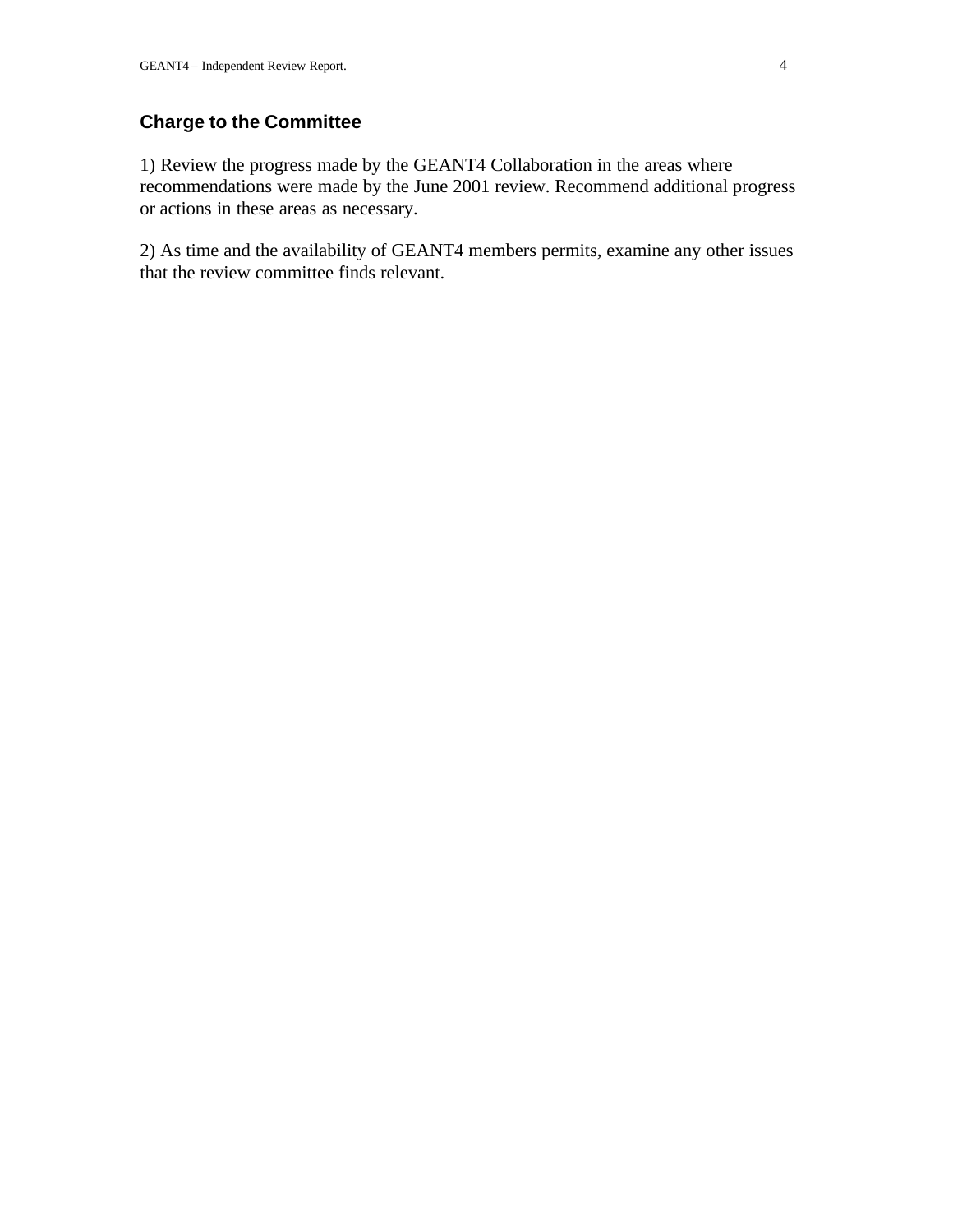## Charge to the Committee

1) Review the progress made by the GEANT4 Collaboration in the areas where recommendations were made by the June 2001 review. Recommend additional progress or actions in these areas as necessary.

2) As time and the availability of GEANT4 members permits, examine any other issues that the review committee finds relevant.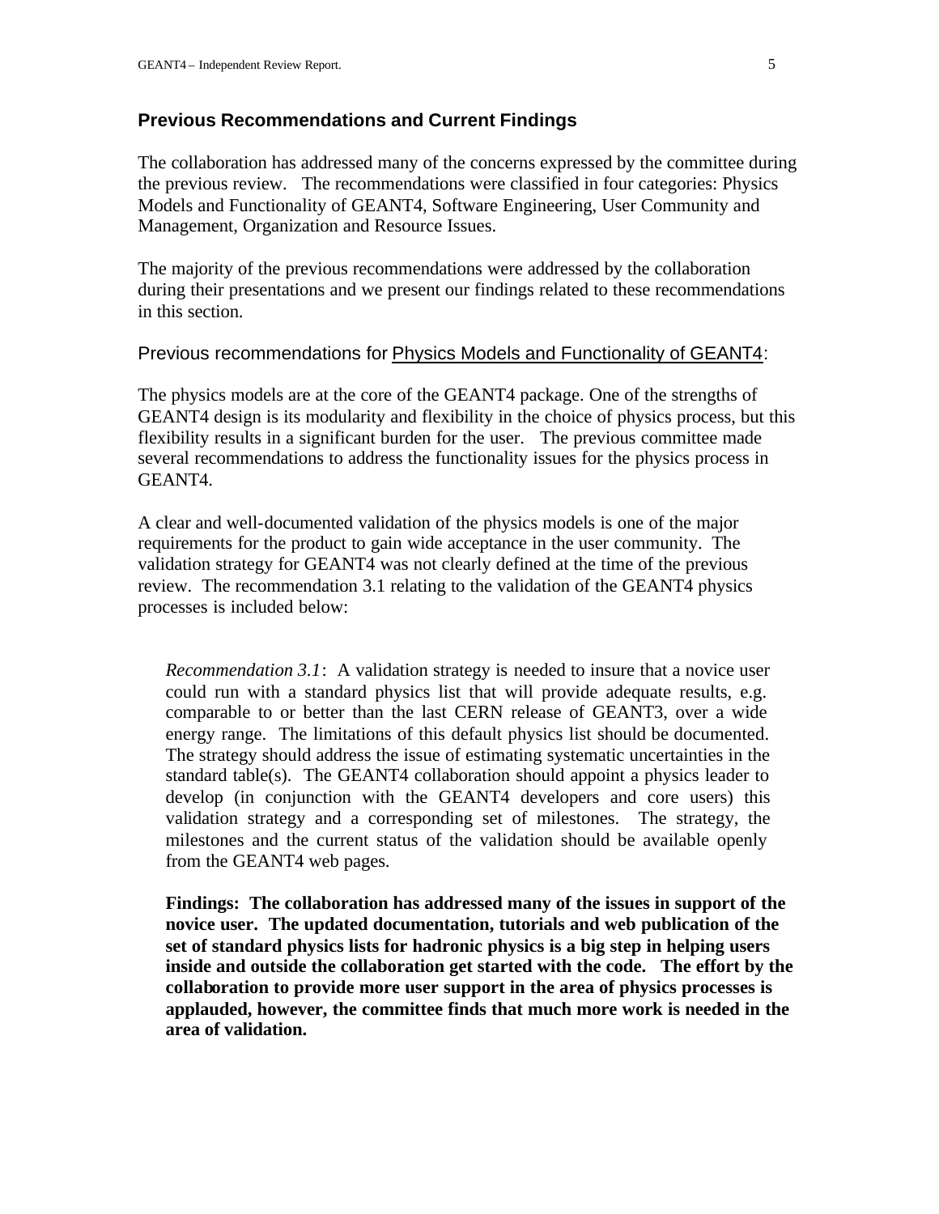### Previous Recommendations and Current Findings

The collaboration has addressed many of the concerns expressed by the committee during the previous review. The recommendations were classified in four categories: Physics Models and Functionality of GEANT4, Software Engineering, User Community and Management, Organization and Resource Issues.

The majority of the previous recommendations were addressed by the collaboration during their presentations and we present our findings related to these recommendations in this section.

Previous recommendations for <u>Physics Models and Functionality of GEANT4</u>:

The physics models are at the core of the GEANT4 package. One of the strengths of GEANT4 design is its modularity and flexibility in the choice of physics process, but this flexibility results in a significant burden for the user. The previous committee made several recommendations to address the functionality issues for the physics process in GEANT4.

A clear and well-documented validation of the physics models is one of the major requirements for the product to gain wide acceptance in the user community. The validation strategy for GEANT4 was not clearly defined at the time of the previous review. The recommendation 3.1 relating to the validation of the GEANT4 physics processes is included below:

> *Recommendation 3.1*: A validation strategy is needed to insure that a novice user could run with a standard physics list that will provide adequate results, e.g. comparable to or better than the last CERN release of GEANT3, over a wide energy range. The limitations of this default physics list should be documented. The strategy should address the issue of estimating systematic uncertainties in the standard table(s). The GEANT4 collaboration should appoint a physics leader to develop (in conjunction with the GEANT4 developers and core users) this validation strategy and a corresponding set of milestones. The strategy, the milestones and the current status of the validation should be available openly from the GEANT4 web pages.
>
> **Findings: The collaboration has addressed many of the issues in support of the novice user. The updated documentation, tutorials and web publication of the set of standard physics lists for hadronic physics is a big step in helping users inside and outside the collaboration get started with the code. The effort by the collaboration to provide more user support in the area of physics processes is applauded, however, the committee finds that much more work is needed in the area of validation.**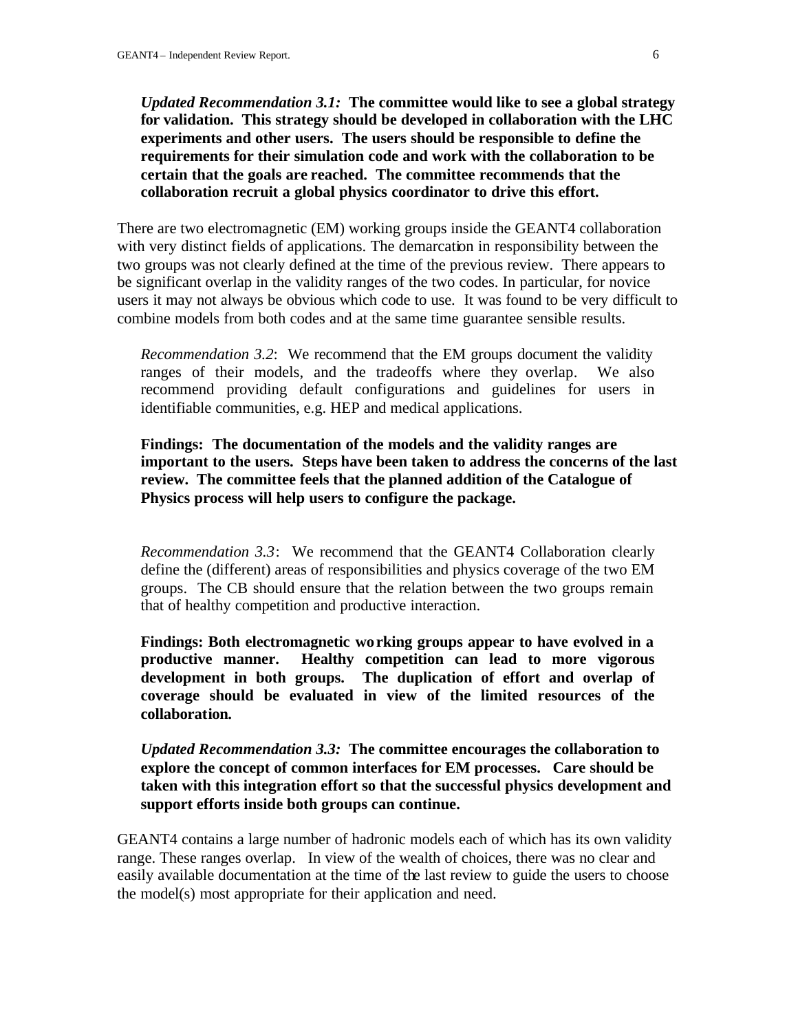*Updated Recommendation 3.1:* **The committee would like to see a global strategy for validation. This strategy should be developed in collaboration with the LHC experiments and other users. The users should be responsible to define the requirements for their simulation code and work with the collaboration to be certain that the goals are reached. The committee recommends that the collaboration recruit a global physics coordinator to drive this effort.**

There are two electromagnetic (EM) working groups inside the GEANT4 collaboration with very distinct fields of applications. The demarcation in responsibility between the two groups was not clearly defined at the time of the previous review. There appears to be significant overlap in the validity ranges of the two codes. In particular, for novice users it may not always be obvious which code to use. It was found to be very difficult to combine models from both codes and at the same time guarantee sensible results.

*Recommendation 3.2*: We recommend that the EM groups document the validity ranges of their models, and the tradeoffs where they overlap. We also recommend providing default configurations and guidelines for users in identifiable communities, e.g. HEP and medical applications.

**Findings: The documentation of the models and the validity ranges are important to the users. Steps have been taken to address the concerns of the last review. The committee feels that the planned addition of the Catalogue of Physics process will help users to configure the package.**

*Recommendation 3.3*: We recommend that the GEANT4 Collaboration clearly define the (different) areas of responsibilities and physics coverage of the two EM groups. The CB should ensure that the relation between the two groups remain that of healthy competition and productive interaction.

**Findings: Both electromagnetic working groups appear to have evolved in a productive manner. Healthy competition can lead to more vigorous development in both groups. The duplication of effort and overlap of coverage should be evaluated in view of the limited resources of the collaboration.**

*Updated Recommendation 3.3:* **The committee encourages the collaboration to explore the concept of common interfaces for EM processes. Care should be taken with this integration effort so that the successful physics development and support efforts inside both groups can continue.**

GEANT4 contains a large number of hadronic models each of which has its own validity range. These ranges overlap. In view of the wealth of choices, there was no clear and easily available documentation at the time of the last review to guide the users to choose the model(s) most appropriate for their application and need.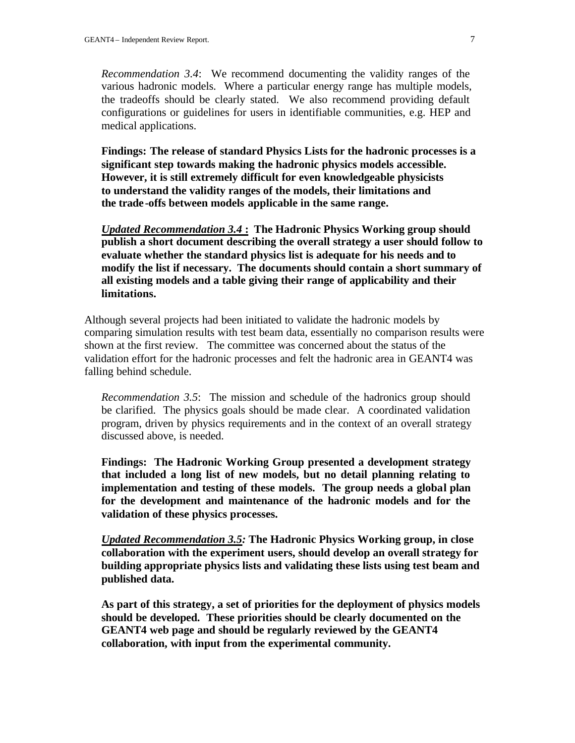*Recommendation 3.4*: We recommend documenting the validity ranges of the various hadronic models. Where a particular energy range has multiple models, the tradeoffs should be clearly stated. We also recommend providing default configurations or guidelines for users in identifiable communities, e.g. HEP and medical applications.

**Findings: The release of standard Physics Lists for the hadronic processes is a significant step towards making the hadronic physics models accessible. However, it is still extremely difficult for even knowledgeable physicists to understand the validity ranges of the models, their limitations and the trade-offs between models applicable in the same range.**

***<u>Updated Recommendation 3.4</u>*** **: The Hadronic Physics Working group should publish a short document describing the overall strategy a user should follow to evaluate whether the standard physics list is adequate for his needs and to modify the list if necessary. The documents should contain a short summary of all existing models and a table giving their range of applicability and their limitations.**

Although several projects had been initiated to validate the hadronic models by comparing simulation results with test beam data, essentially no comparison results were shown at the first review. The committee was concerned about the status of the validation effort for the hadronic processes and felt the hadronic area in GEANT4 was falling behind schedule.

*Recommendation 3.5*: The mission and schedule of the hadronics group should be clarified. The physics goals should be made clear. A coordinated validation program, driven by physics requirements and in the context of an overall strategy discussed above, is needed.

**Findings: The Hadronic Working Group presented a development strategy that included a long list of new models, but no detail planning relating to implementation and testing of these models. The group needs a global plan for the development and maintenance of the hadronic models and for the validation of these physics processes.**

***<u>Updated Recommendation 3.5</u>:*** **The Hadronic Physics Working group, in close collaboration with the experiment users, should develop an overall strategy for building appropriate physics lists and validating these lists using test beam and published data.**

**As part of this strategy, a set of priorities for the deployment of physics models should be developed. These priorities should be clearly documented on the GEANT4 web page and should be regularly reviewed by the GEANT4 collaboration, with input from the experimental community.**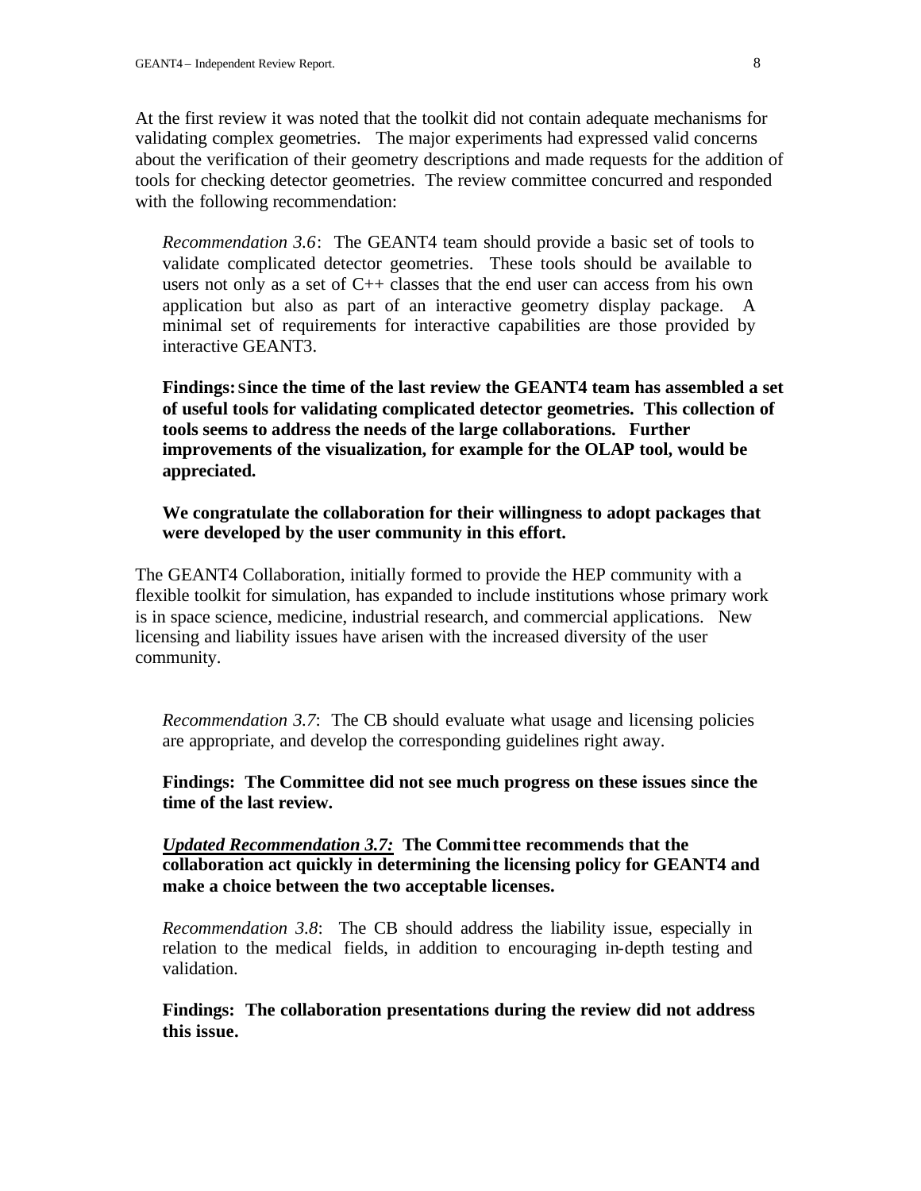At the first review it was noted that the toolkit did not contain adequate mechanisms for validating complex geometries. The major experiments had expressed valid concerns about the verification of their geometry descriptions and made requests for the addition of tools for checking detector geometries. The review committee concurred and responded with the following recommendation:

> *Recommendation 3.6*: The GEANT4 team should provide a basic set of tools to validate complicated detector geometries. These tools should be available to users not only as a set of C++ classes that the end user can access from his own application but also as part of an interactive geometry display package. A minimal set of requirements for interactive capabilities are those provided by interactive GEANT3.
>
> **Findings: Since the time of the last review the GEANT4 team has assembled a set of useful tools for validating complicated detector geometries. This collection of tools seems to address the needs of the large collaborations. Further improvements of the visualization, for example for the OLAP tool, would be appreciated.**
>
> **We congratulate the collaboration for their willingness to adopt packages that were developed by the user community in this effort.**

The GEANT4 Collaboration, initially formed to provide the HEP community with a flexible toolkit for simulation, has expanded to include institutions whose primary work is in space science, medicine, industrial research, and commercial applications. New licensing and liability issues have arisen with the increased diversity of the user community.

> *Recommendation 3.7*: The CB should evaluate what usage and licensing policies are appropriate, and develop the corresponding guidelines right away.
>
> **Findings: The Committee did not see much progress on these issues since the time of the last review.**
>
> ***<u>Updated Recommendation 3.7:</u>*** **The Committee recommends that the collaboration act quickly in determining the licensing policy for GEANT4 and make a choice between the two acceptable licenses.**
>
> *Recommendation 3.8*: The CB should address the liability issue, especially in relation to the medical fields, in addition to encouraging in-depth testing and validation.
>
> **Findings: The collaboration presentations during the review did not address this issue.**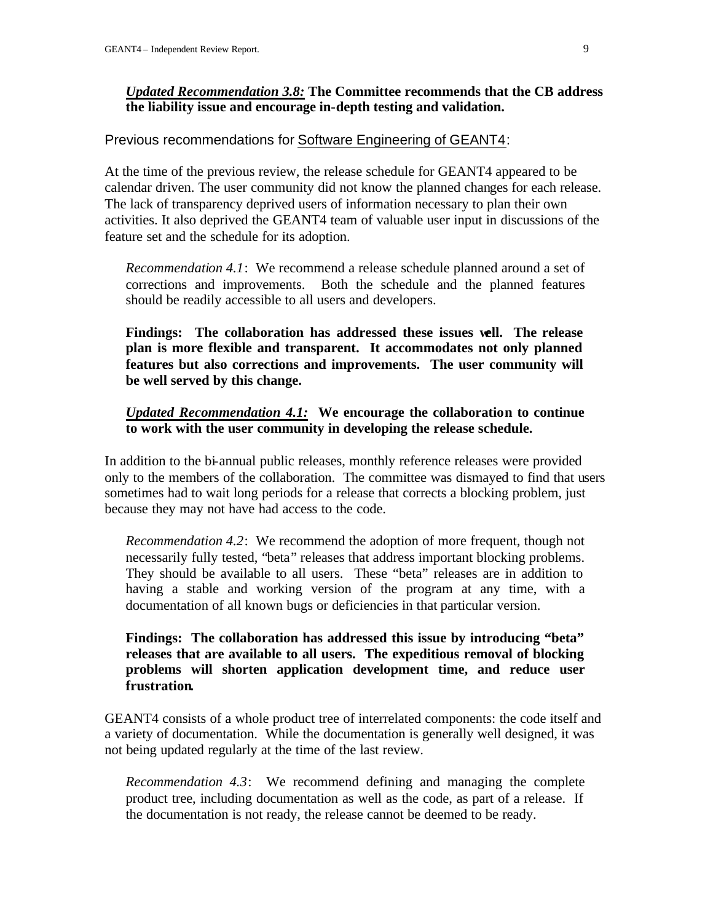***Updated Recommendation 3.8:*** **The Committee recommends that the CB address the liability issue and encourage in-depth testing and validation.**

Previous recommendations for Software Engineering of GEANT4:

At the time of the previous review, the release schedule for GEANT4 appeared to be calendar driven. The user community did not know the planned changes for each release. The lack of transparency deprived users of information necessary to plan their own activities. It also deprived the GEANT4 team of valuable user input in discussions of the feature set and the schedule for its adoption.

*Recommendation 4.1*: We recommend a release schedule planned around a set of corrections and improvements. Both the schedule and the planned features should be readily accessible to all users and developers.

**Findings: The collaboration has addressed these issues well. The release plan is more flexible and transparent. It accommodates not only planned features but also corrections and improvements. The user community will be well served by this change.**

***Updated Recommendation 4.1:*** **We encourage the collaboration to continue to work with the user community in developing the release schedule.**

In addition to the bi-annual public releases, monthly reference releases were provided only to the members of the collaboration. The committee was dismayed to find that users sometimes had to wait long periods for a release that corrects a blocking problem, just because they may not have had access to the code.

*Recommendation 4.2*: We recommend the adoption of more frequent, though not necessarily fully tested, "beta" releases that address important blocking problems. They should be available to all users. These "beta" releases are in addition to having a stable and working version of the program at any time, with a documentation of all known bugs or deficiencies in that particular version.

**Findings: The collaboration has addressed this issue by introducing "beta" releases that are available to all users. The expeditious removal of blocking problems will shorten application development time, and reduce user frustration.**

GEANT4 consists of a whole product tree of interrelated components: the code itself and a variety of documentation. While the documentation is generally well designed, it was not being updated regularly at the time of the last review.

*Recommendation 4.3*: We recommend defining and managing the complete product tree, including documentation as well as the code, as part of a release. If the documentation is not ready, the release cannot be deemed to be ready.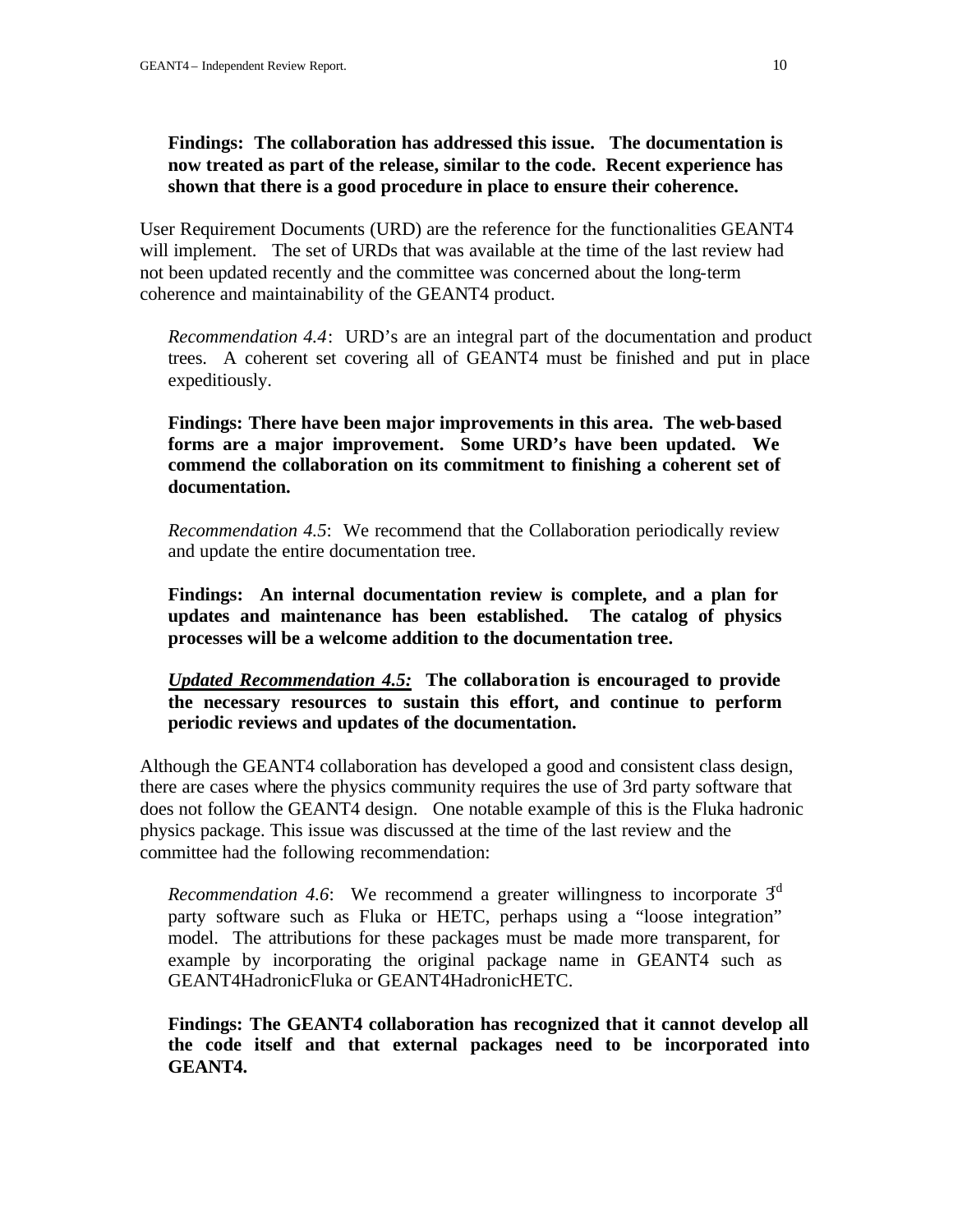**Findings: The collaboration has addressed this issue. The documentation is now treated as part of the release, similar to the code. Recent experience has shown that there is a good procedure in place to ensure their coherence.**

User Requirement Documents (URD) are the reference for the functionalities GEANT4 will implement. The set of URDs that was available at the time of the last review had not been updated recently and the committee was concerned about the long-term coherence and maintainability of the GEANT4 product.

*Recommendation 4.4*: URD's are an integral part of the documentation and product trees. A coherent set covering all of GEANT4 must be finished and put in place expeditiously.

**Findings: There have been major improvements in this area. The web-based forms are a major improvement. Some URD's have been updated. We commend the collaboration on its commitment to finishing a coherent set of documentation.**

*Recommendation 4.5*: We recommend that the Collaboration periodically review and update the entire documentation tree.

**Findings: An internal documentation review is complete, and a plan for updates and maintenance has been established. The catalog of physics processes will be a welcome addition to the documentation tree.**

***Updated Recommendation 4.5:*** **The collaboration is encouraged to provide the necessary resources to sustain this effort, and continue to perform periodic reviews and updates of the documentation.**

Although the GEANT4 collaboration has developed a good and consistent class design, there are cases where the physics community requires the use of 3rd party software that does not follow the GEANT4 design. One notable example of this is the Fluka hadronic physics package. This issue was discussed at the time of the last review and the committee had the following recommendation:

*Recommendation 4.6*: We recommend a greater willingness to incorporate 3rd party software such as Fluka or HETC, perhaps using a "loose integration" model. The attributions for these packages must be made more transparent, for example by incorporating the original package name in GEANT4 such as GEANT4HadronicFluka or GEANT4HadronicHETC.

**Findings: The GEANT4 collaboration has recognized that it cannot develop all the code itself and that external packages need to be incorporated into GEANT4.**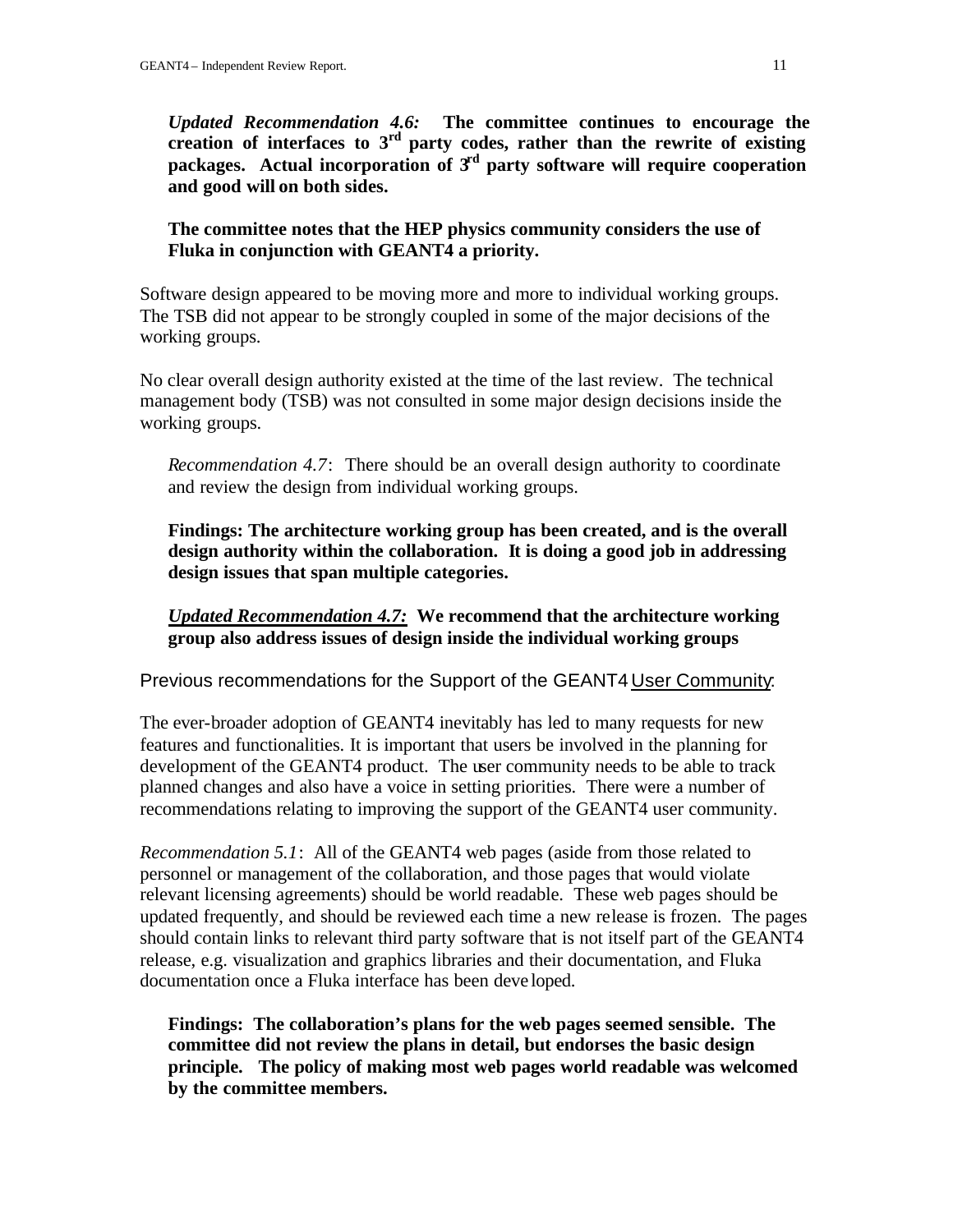*Updated Recommendation 4.6:* **The committee continues to encourage the creation of interfaces to 3rd party codes, rather than the rewrite of existing packages. Actual incorporation of 3rd party software will require cooperation and good will on both sides.**

**The committee notes that the HEP physics community considers the use of Fluka in conjunction with GEANT4 a priority.**

Software design appeared to be moving more and more to individual working groups. The TSB did not appear to be strongly coupled in some of the major decisions of the working groups.

No clear overall design authority existed at the time of the last review. The technical management body (TSB) was not consulted in some major design decisions inside the working groups.

*Recommendation 4.7*: There should be an overall design authority to coordinate and review the design from individual working groups.

**Findings: The architecture working group has been created, and is the overall design authority within the collaboration. It is doing a good job in addressing design issues that span multiple categories.**

***Updated Recommendation 4.7:*** **We recommend that the architecture working group also address issues of design inside the individual working groups**

Previous recommendations for the Support of the GEANT4 User Community:

The ever-broader adoption of GEANT4 inevitably has led to many requests for new features and functionalities. It is important that users be involved in the planning for development of the GEANT4 product. The user community needs to be able to track planned changes and also have a voice in setting priorities. There were a number of recommendations relating to improving the support of the GEANT4 user community.

*Recommendation 5.1*: All of the GEANT4 web pages (aside from those related to personnel or management of the collaboration, and those pages that would violate relevant licensing agreements) should be world readable. These web pages should be updated frequently, and should be reviewed each time a new release is frozen. The pages should contain links to relevant third party software that is not itself part of the GEANT4 release, e.g. visualization and graphics libraries and their documentation, and Fluka documentation once a Fluka interface has been developed.

**Findings: The collaboration's plans for the web pages seemed sensible. The committee did not review the plans in detail, but endorses the basic design principle. The policy of making most web pages world readable was welcomed by the committee members.**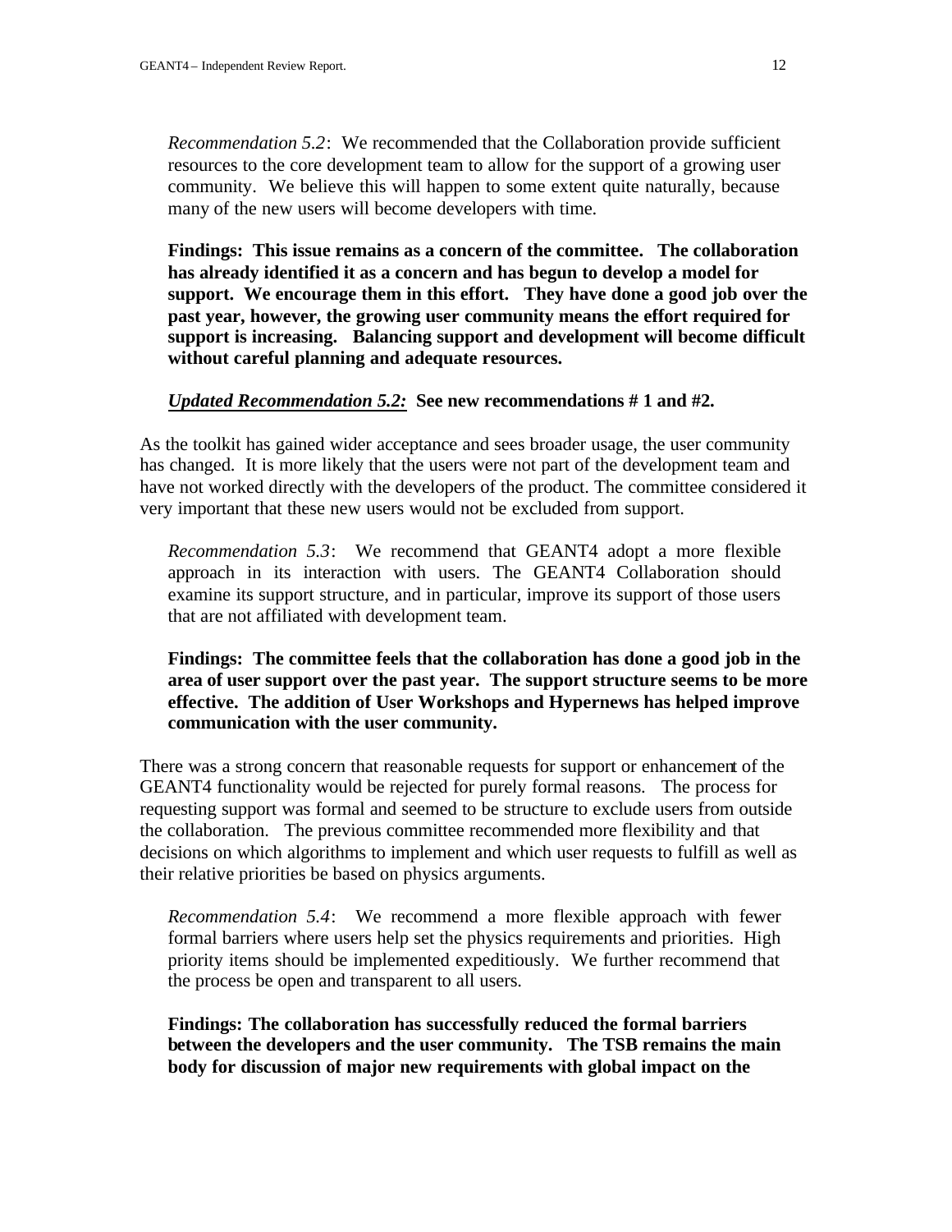*Recommendation 5.2*: We recommended that the Collaboration provide sufficient resources to the core development team to allow for the support of a growing user community. We believe this will happen to some extent quite naturally, because many of the new users will become developers with time.

**Findings: This issue remains as a concern of the committee. The collaboration has already identified it as a concern and has begun to develop a model for support. We encourage them in this effort. They have done a good job over the past year, however, the growing user community means the effort required for support is increasing. Balancing support and development will become difficult without careful planning and adequate resources.**

***Updated Recommendation 5.2:*** **See new recommendations # 1 and #2.**

As the toolkit has gained wider acceptance and sees broader usage, the user community has changed. It is more likely that the users were not part of the development team and have not worked directly with the developers of the product. The committee considered it very important that these new users would not be excluded from support.

*Recommendation 5.3*: We recommend that GEANT4 adopt a more flexible approach in its interaction with users. The GEANT4 Collaboration should examine its support structure, and in particular, improve its support of those users that are not affiliated with development team.

**Findings: The committee feels that the collaboration has done a good job in the area of user support over the past year. The support structure seems to be more effective. The addition of User Workshops and Hypernews has helped improve communication with the user community.**

There was a strong concern that reasonable requests for support or enhancement of the GEANT4 functionality would be rejected for purely formal reasons. The process for requesting support was formal and seemed to be structure to exclude users from outside the collaboration. The previous committee recommended more flexibility and that decisions on which algorithms to implement and which user requests to fulfill as well as their relative priorities be based on physics arguments.

*Recommendation 5.4*: We recommend a more flexible approach with fewer formal barriers where users help set the physics requirements and priorities. High priority items should be implemented expeditiously. We further recommend that the process be open and transparent to all users.

**Findings: The collaboration has successfully reduced the formal barriers between the developers and the user community. The TSB remains the main body for discussion of major new requirements with global impact on the**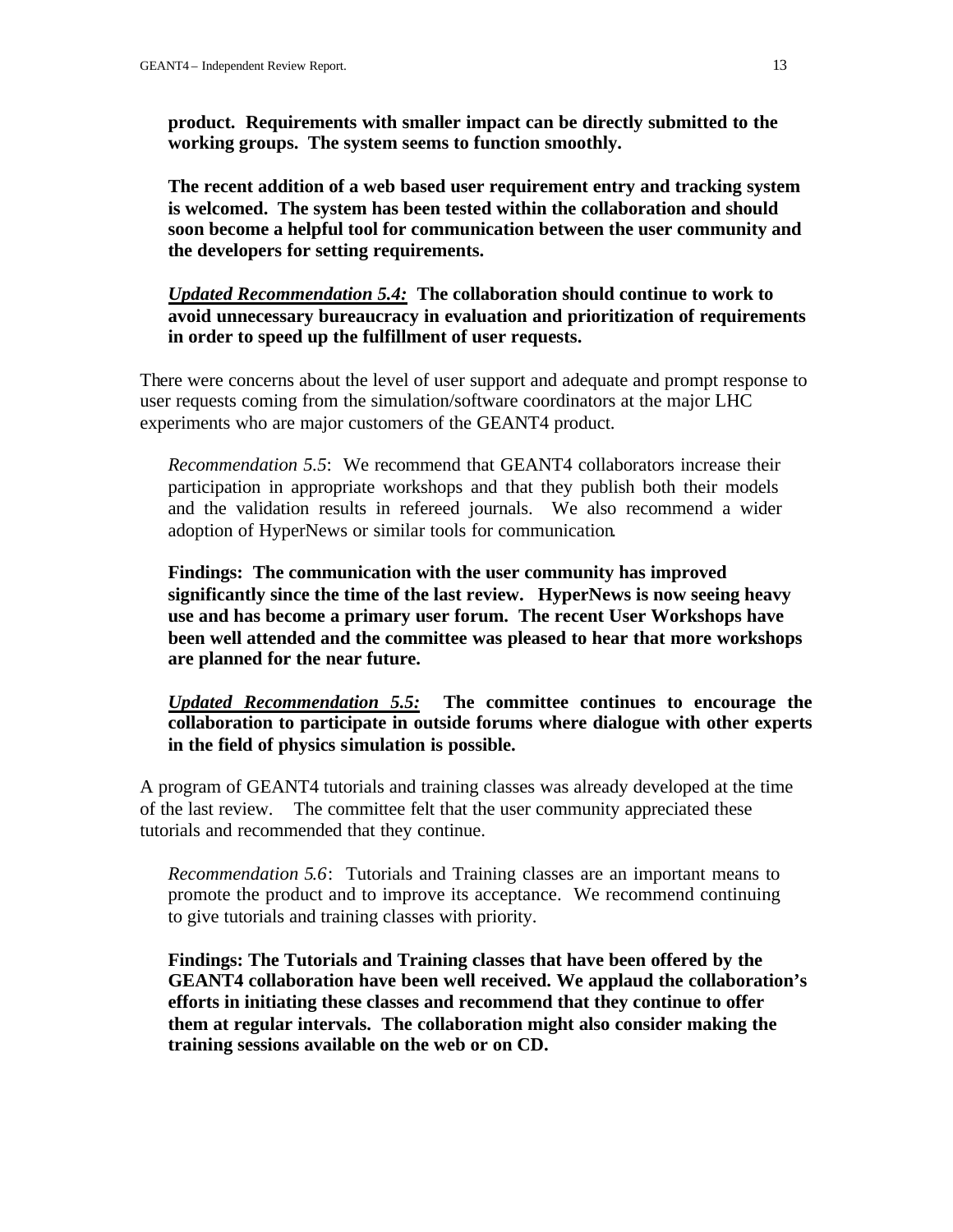**product. Requirements with smaller impact can be directly submitted to the working groups. The system seems to function smoothly.**

**The recent addition of a web based user requirement entry and tracking system is welcomed. The system has been tested within the collaboration and should soon become a helpful tool for communication between the user community and the developers for setting requirements.**

***Updated Recommendation 5.4:*** **The collaboration should continue to work to avoid unnecessary bureaucracy in evaluation and prioritization of requirements in order to speed up the fulfillment of user requests.**

There were concerns about the level of user support and adequate and prompt response to user requests coming from the simulation/software coordinators at the major LHC experiments who are major customers of the GEANT4 product.

*Recommendation 5.5*: We recommend that GEANT4 collaborators increase their participation in appropriate workshops and that they publish both their models and the validation results in refereed journals. We also recommend a wider adoption of HyperNews or similar tools for communication.

**Findings: The communication with the user community has improved significantly since the time of the last review. HyperNews is now seeing heavy use and has become a primary user forum. The recent User Workshops have been well attended and the committee was pleased to hear that more workshops are planned for the near future.**

***Updated Recommendation 5.5:*** **The committee continues to encourage the collaboration to participate in outside forums where dialogue with other experts in the field of physics simulation is possible.**

A program of GEANT4 tutorials and training classes was already developed at the time of the last review. The committee felt that the user community appreciated these tutorials and recommended that they continue.

*Recommendation 5.6*: Tutorials and Training classes are an important means to promote the product and to improve its acceptance. We recommend continuing to give tutorials and training classes with priority.

**Findings: The Tutorials and Training classes that have been offered by the GEANT4 collaboration have been well received. We applaud the collaboration's efforts in initiating these classes and recommend that they continue to offer them at regular intervals. The collaboration might also consider making the training sessions available on the web or on CD.**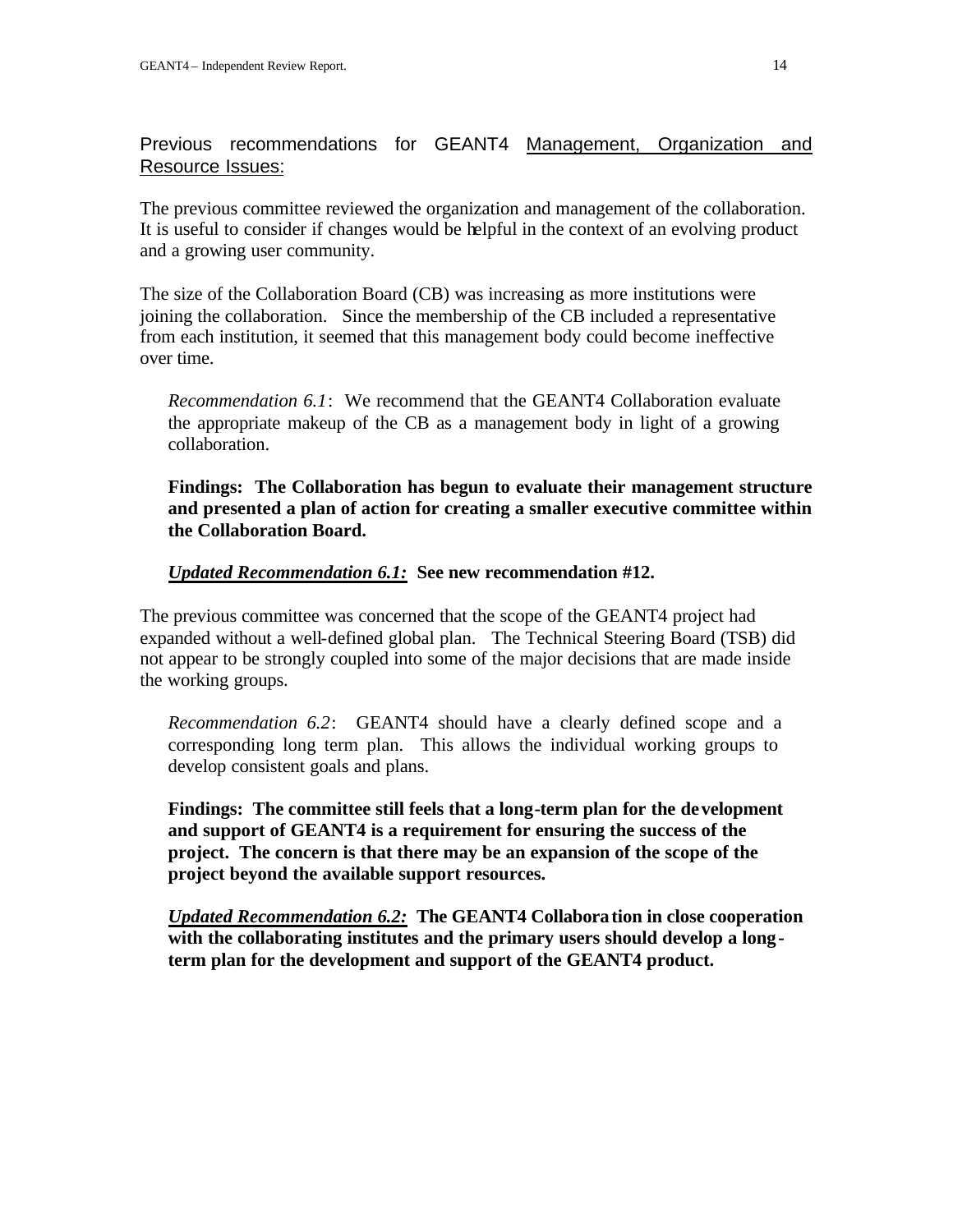## Previous recommendations for GEANT4 Management, Organization and Resource Issues:

The previous committee reviewed the organization and management of the collaboration. It is useful to consider if changes would be helpful in the context of an evolving product and a growing user community.

The size of the Collaboration Board (CB) was increasing as more institutions were joining the collaboration. Since the membership of the CB included a representative from each institution, it seemed that this management body could become ineffective over time.

> *Recommendation 6.1*: We recommend that the GEANT4 Collaboration evaluate the appropriate makeup of the CB as a management body in light of a growing collaboration.
>
> **Findings: The Collaboration has begun to evaluate their management structure and presented a plan of action for creating a smaller executive committee within the Collaboration Board.**
>
> ***Updated Recommendation 6.1:*** **See new recommendation #12.**

The previous committee was concerned that the scope of the GEANT4 project had expanded without a well-defined global plan. The Technical Steering Board (TSB) did not appear to be strongly coupled into some of the major decisions that are made inside the working groups.

> *Recommendation 6.2*: GEANT4 should have a clearly defined scope and a corresponding long term plan. This allows the individual working groups to develop consistent goals and plans.
>
> **Findings: The committee still feels that a long-term plan for the development and support of GEANT4 is a requirement for ensuring the success of the project. The concern is that there may be an expansion of the scope of the project beyond the available support resources.**
>
> ***Updated Recommendation 6.2:*** **The GEANT4 Collaboration in close cooperation with the collaborating institutes and the primary users should develop a long-term plan for the development and support of the GEANT4 product.**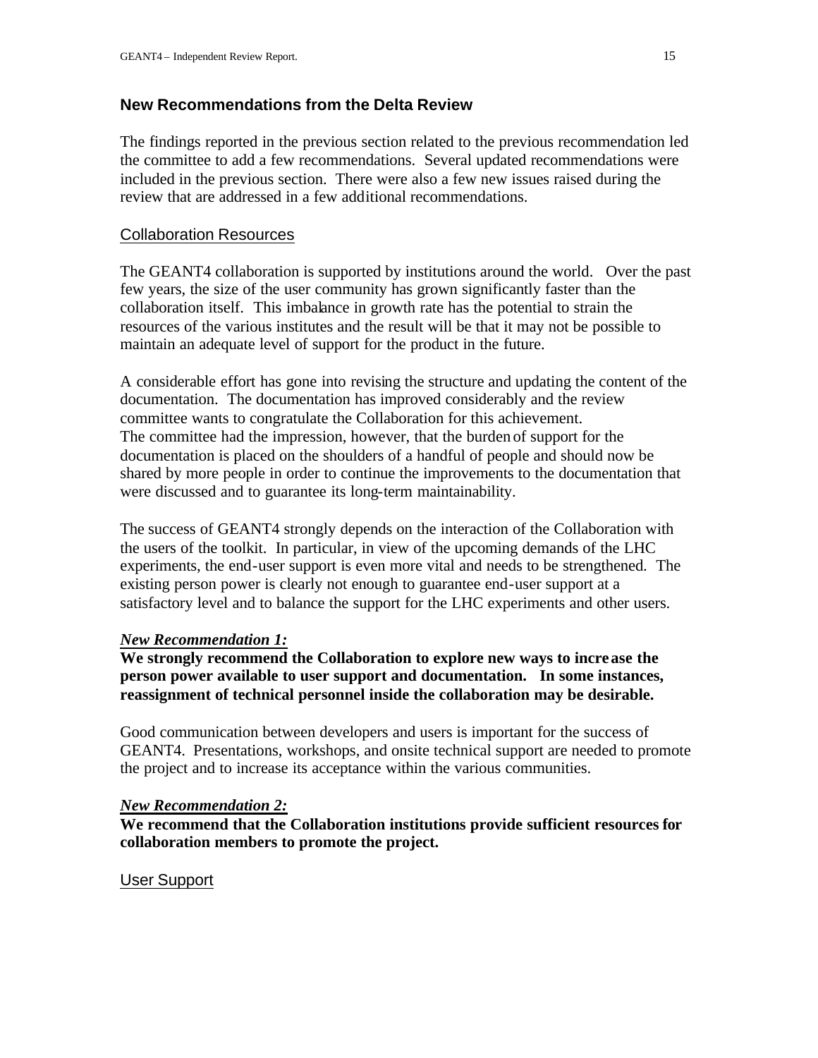## New Recommendations from the Delta Review

The findings reported in the previous section related to the previous recommendation led the committee to add a few recommendations. Several updated recommendations were included in the previous section. There were also a few new issues raised during the review that are addressed in a few additional recommendations.

### Collaboration Resources

The GEANT4 collaboration is supported by institutions around the world. Over the past few years, the size of the user community has grown significantly faster than the collaboration itself. This imbalance in growth rate has the potential to strain the resources of the various institutes and the result will be that it may not be possible to maintain an adequate level of support for the product in the future.

A considerable effort has gone into revising the structure and updating the content of the documentation. The documentation has improved considerably and the review committee wants to congratulate the Collaboration for this achievement.
The committee had the impression, however, that the burden of support for the documentation is placed on the shoulders of a handful of people and should now be shared by more people in order to continue the improvements to the documentation that were discussed and to guarantee its long-term maintainability.

The success of GEANT4 strongly depends on the interaction of the Collaboration with the users of the toolkit. In particular, in view of the upcoming demands of the LHC experiments, the end-user support is even more vital and needs to be strengthened. The existing person power is clearly not enough to guarantee end-user support at a satisfactory level and to balance the support for the LHC experiments and other users.

***New Recommendation 1:***
**We strongly recommend the Collaboration to explore new ways to increase the person power available to user support and documentation. In some instances, reassignment of technical personnel inside the collaboration may be desirable.**

Good communication between developers and users is important for the success of GEANT4. Presentations, workshops, and onsite technical support are needed to promote the project and to increase its acceptance within the various communities.

***New Recommendation 2:***
**We recommend that the Collaboration institutions provide sufficient resources for collaboration members to promote the project.**

### User Support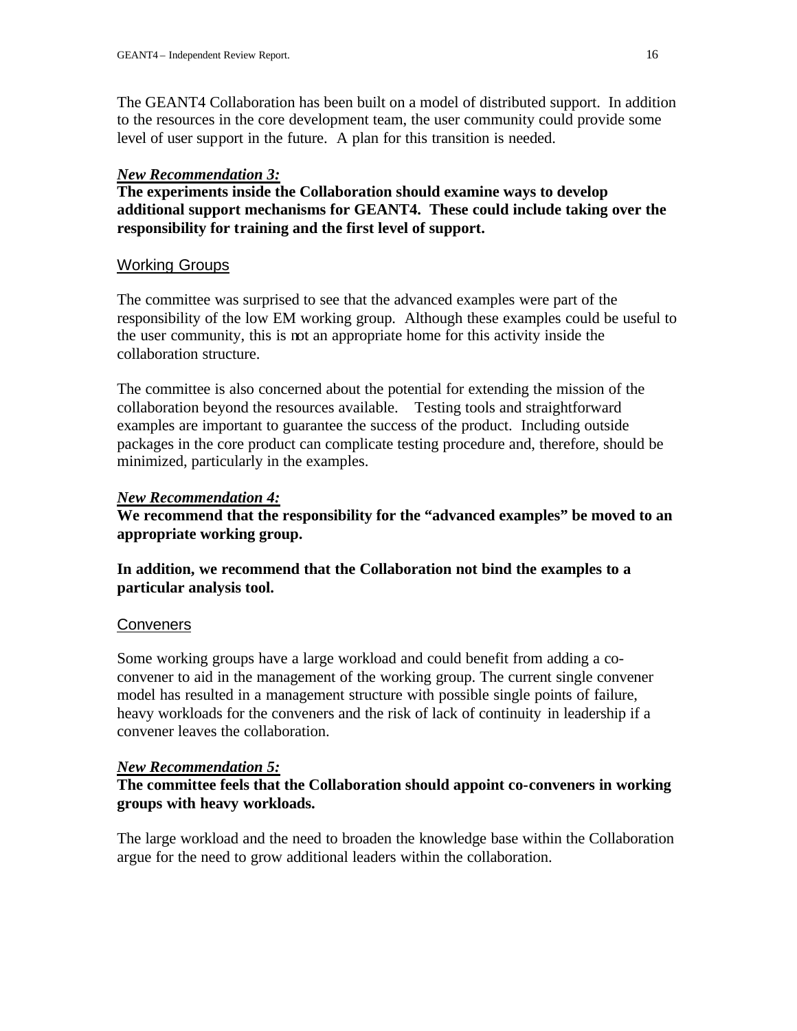The GEANT4 Collaboration has been built on a model of distributed support. In addition to the resources in the core development team, the user community could provide some level of user support in the future. A plan for this transition is needed.

***New Recommendation 3:***

**The experiments inside the Collaboration should examine ways to develop additional support mechanisms for GEANT4. These could include taking over the responsibility for training and the first level of support.**

## Working Groups

The committee was surprised to see that the advanced examples were part of the responsibility of the low EM working group. Although these examples could be useful to the user community, this is not an appropriate home for this activity inside the collaboration structure.

The committee is also concerned about the potential for extending the mission of the collaboration beyond the resources available. Testing tools and straightforward examples are important to guarantee the success of the product. Including outside packages in the core product can complicate testing procedure and, therefore, should be minimized, particularly in the examples.

***New Recommendation 4:***

**We recommend that the responsibility for the "advanced examples" be moved to an appropriate working group.**

**In addition, we recommend that the Collaboration not bind the examples to a particular analysis tool.**

## Conveners

Some working groups have a large workload and could benefit from adding a co-convener to aid in the management of the working group. The current single convener model has resulted in a management structure with possible single points of failure, heavy workloads for the conveners and the risk of lack of continuity in leadership if a convener leaves the collaboration.

***New Recommendation 5:***

**The committee feels that the Collaboration should appoint co-conveners in working groups with heavy workloads.**

The large workload and the need to broaden the knowledge base within the Collaboration argue for the need to grow additional leaders within the collaboration.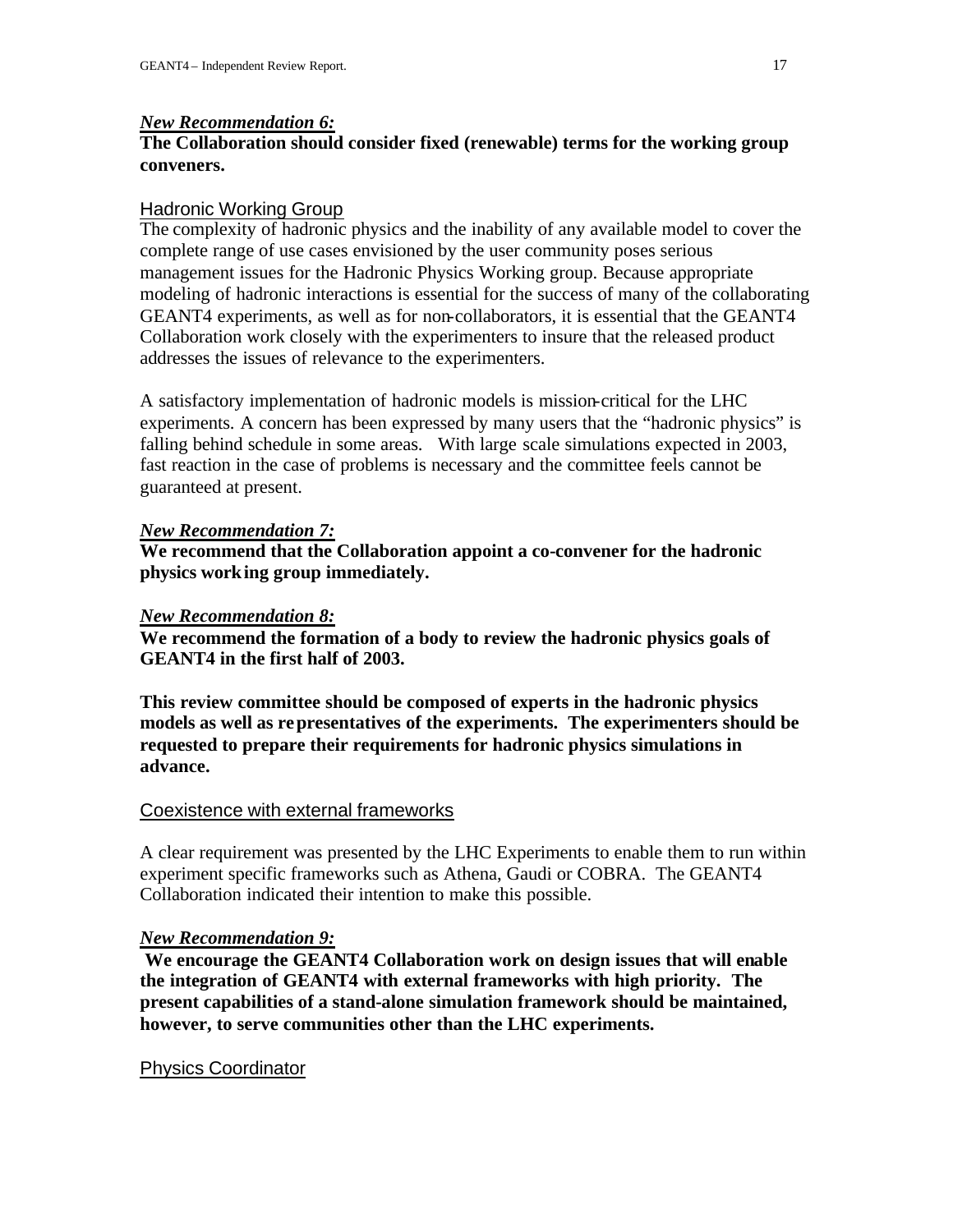***New Recommendation 6:***
**The Collaboration should consider fixed (renewable) terms for the working group conveners.**

## Hadronic Working Group

The complexity of hadronic physics and the inability of any available model to cover the complete range of use cases envisioned by the user community poses serious management issues for the Hadronic Physics Working group. Because appropriate modeling of hadronic interactions is essential for the success of many of the collaborating GEANT4 experiments, as well as for non-collaborators, it is essential that the GEANT4 Collaboration work closely with the experimenters to insure that the released product addresses the issues of relevance to the experimenters.

A satisfactory implementation of hadronic models is mission-critical for the LHC experiments. A concern has been expressed by many users that the "hadronic physics" is falling behind schedule in some areas. With large scale simulations expected in 2003, fast reaction in the case of problems is necessary and the committee feels cannot be guaranteed at present.

***New Recommendation 7:***
**We recommend that the Collaboration appoint a co-convener for the hadronic physics working group immediately.**

***New Recommendation 8:***
**We recommend the formation of a body to review the hadronic physics goals of GEANT4 in the first half of 2003.**

**This review committee should be composed of experts in the hadronic physics models as well as representatives of the experiments. The experimenters should be requested to prepare their requirements for hadronic physics simulations in advance.**

## Coexistence with external frameworks

A clear requirement was presented by the LHC Experiments to enable them to run within experiment specific frameworks such as Athena, Gaudi or COBRA. The GEANT4 Collaboration indicated their intention to make this possible.

***New Recommendation 9:***
**We encourage the GEANT4 Collaboration work on design issues that will enable the integration of GEANT4 with external frameworks with high priority. The present capabilities of a stand-alone simulation framework should be maintained, however, to serve communities other than the LHC experiments.**

## Physics Coordinator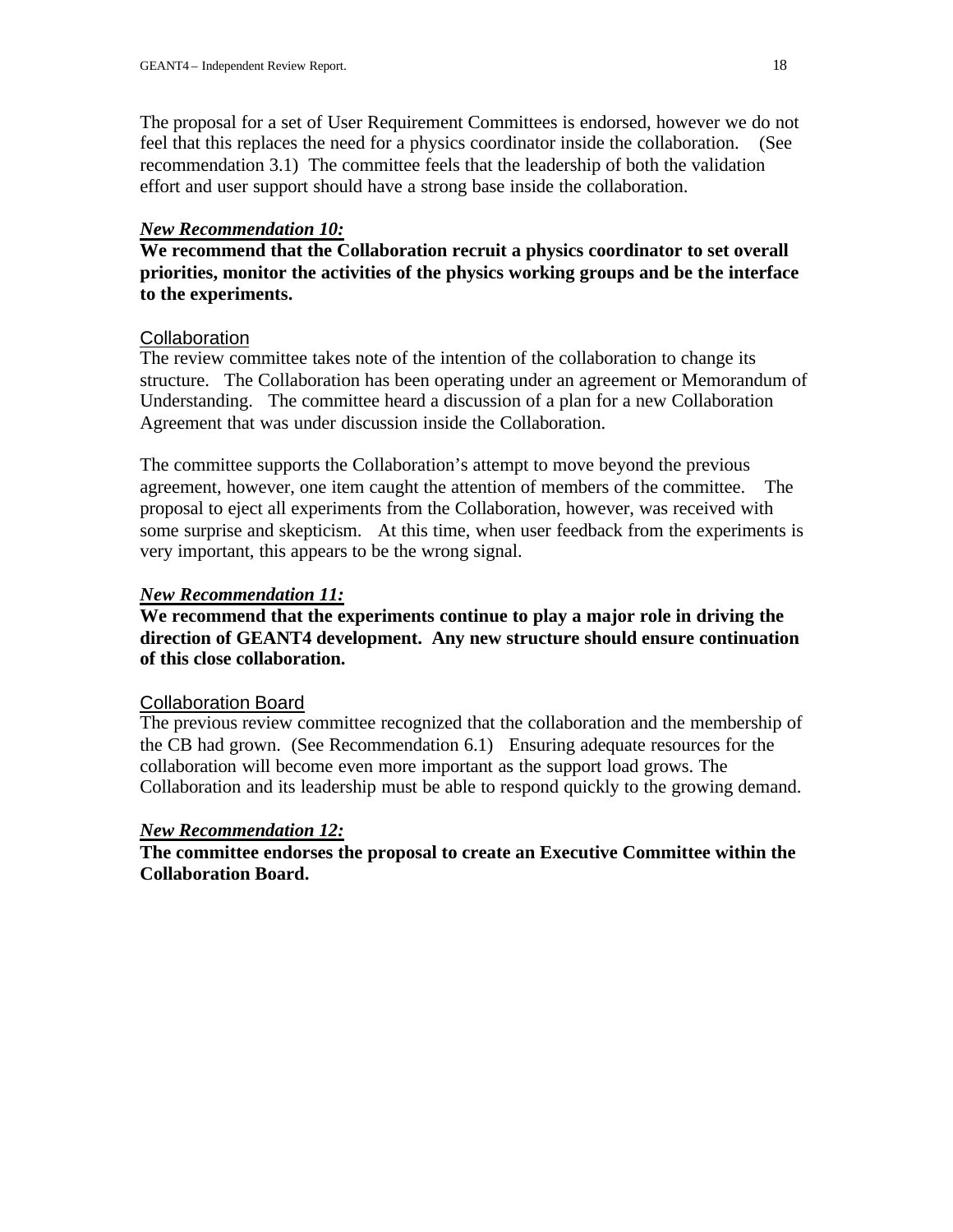The proposal for a set of User Requirement Committees is endorsed, however we do not feel that this replaces the need for a physics coordinator inside the collaboration. (See recommendation 3.1) The committee feels that the leadership of both the validation effort and user support should have a strong base inside the collaboration.

***New Recommendation 10:***

**We recommend that the Collaboration recruit a physics coordinator to set overall priorities, monitor the activities of the physics working groups and be the interface to the experiments.**

### Collaboration

The review committee takes note of the intention of the collaboration to change its structure. The Collaboration has been operating under an agreement or Memorandum of Understanding. The committee heard a discussion of a plan for a new Collaboration Agreement that was under discussion inside the Collaboration.

The committee supports the Collaboration's attempt to move beyond the previous agreement, however, one item caught the attention of members of the committee. The proposal to eject all experiments from the Collaboration, however, was received with some surprise and skepticism. At this time, when user feedback from the experiments is very important, this appears to be the wrong signal.

***New Recommendation 11:***

**We recommend that the experiments continue to play a major role in driving the direction of GEANT4 development. Any new structure should ensure continuation of this close collaboration.**

### Collaboration Board

The previous review committee recognized that the collaboration and the membership of the CB had grown. (See Recommendation 6.1) Ensuring adequate resources for the collaboration will become even more important as the support load grows. The Collaboration and its leadership must be able to respond quickly to the growing demand.

***New Recommendation 12:***

**The committee endorses the proposal to create an Executive Committee within the Collaboration Board.**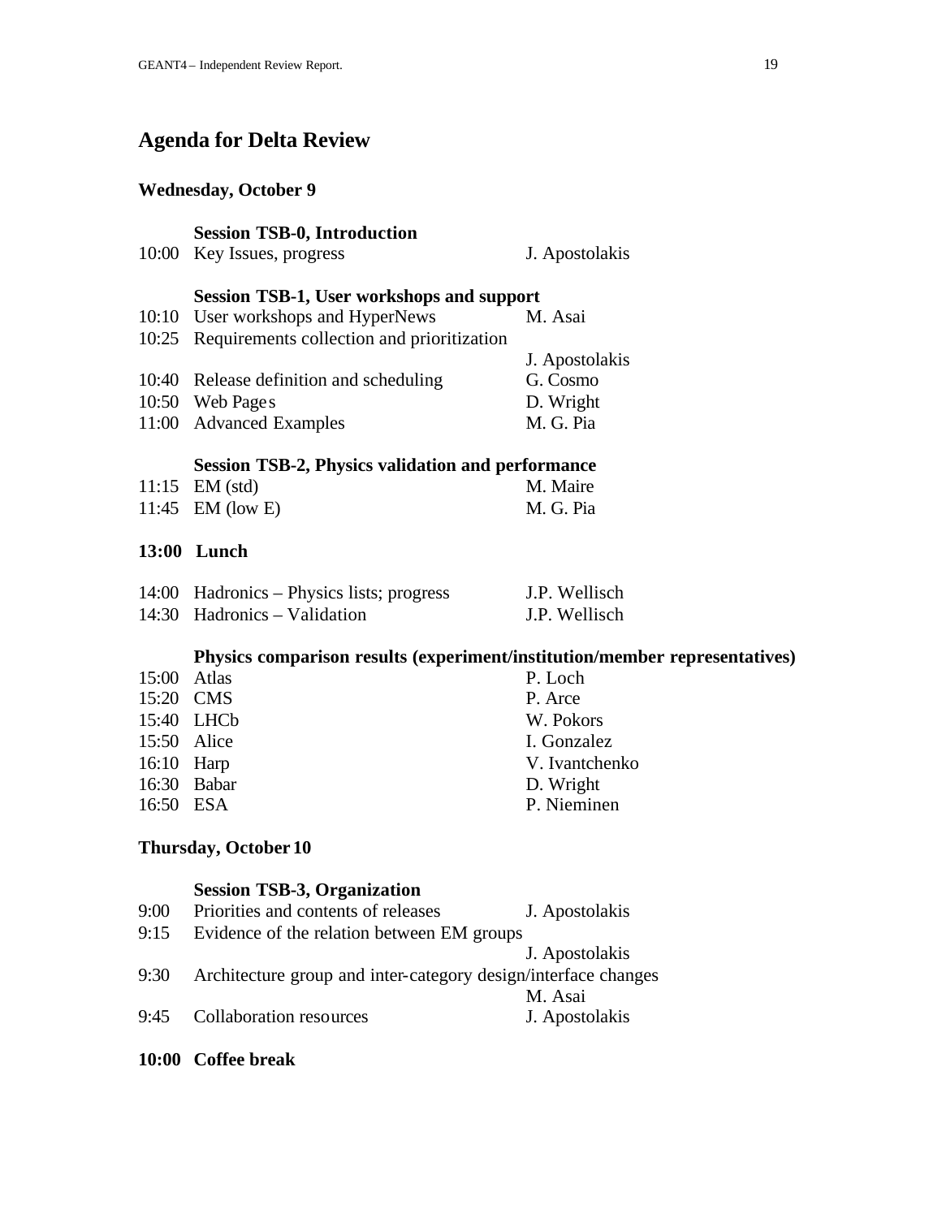## Agenda for Delta Review

### Wednesday, October 9

**Session TSB-0, Introduction**

| | | |
|---|---|---|
| 10:00 | Key Issues, progress | J. Apostolakis |

**Session TSB-1, User workshops and support**

| | | |
|---|---|---|
| 10:10 | User workshops and HyperNews | M. Asai |
| 10:25 | Requirements collection and prioritization | J. Apostolakis |
| 10:40 | Release definition and scheduling | G. Cosmo |
| 10:50 | Web Pages | D. Wright |
| 11:00 | Advanced Examples | M. G. Pia |

**Session TSB-2, Physics validation and performance**

| | | |
|---|---|---|
| 11:15 | EM (std) | M. Maire |
| 11:45 | EM (low E) | M. G. Pia |

**13:00 Lunch**

| | | |
|---|---|---|
| 14:00 | Hadronics – Physics lists; progress | J.P. Wellisch |
| 14:30 | Hadronics – Validation | J.P. Wellisch |

**Physics comparison results (experiment/institution/member representatives)**

| | | |
|---|---|---|
| 15:00 | Atlas | P. Loch |
| 15:20 | CMS | P. Arce |
| 15:40 | LHCb | W. Pokors |
| 15:50 | Alice | I. Gonzalez |
| 16:10 | Harp | V. Ivantchenko |
| 16:30 | Babar | D. Wright |
| 16:50 | ESA | P. Nieminen |

### Thursday, October 10

**Session TSB-3, Organization**

| | | |
|---|---|---|
| 9:00 | Priorities and contents of releases | J. Apostolakis |
| 9:15 | Evidence of the relation between EM groups | J. Apostolakis |
| 9:30 | Architecture group and inter-category design/interface changes | M. Asai |
| 9:45 | Collaboration resources | J. Apostolakis |

**10:00 Coffee break**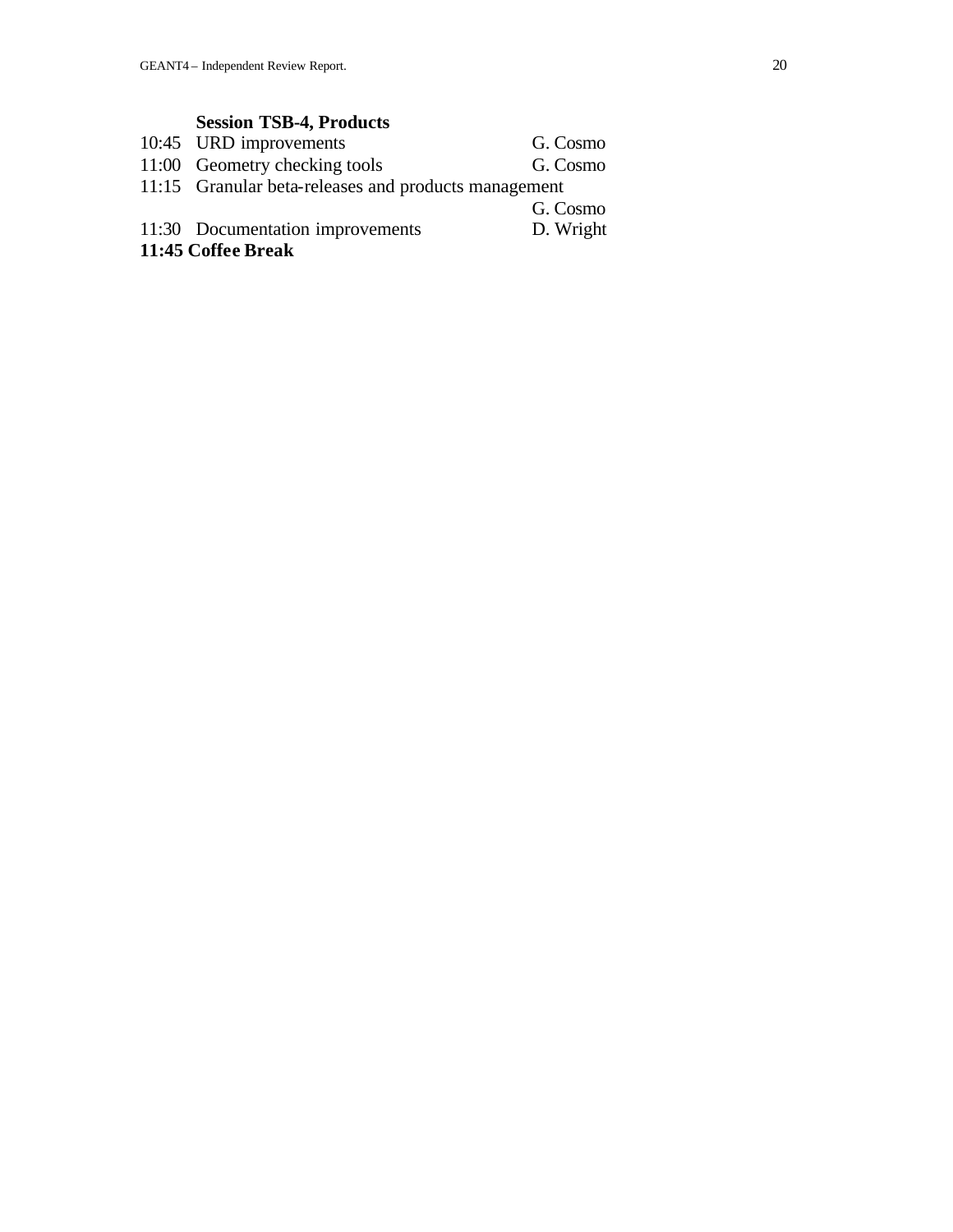**Session TSB-4, Products**

| | | |
|---|---|---|
| 10:45 | URD improvements | G. Cosmo |
| 11:00 | Geometry checking tools | G. Cosmo |
| 11:15 | Granular beta-releases and products management | G. Cosmo |
| 11:30 | Documentation improvements | D. Wright |

**11:45 Coffee Break**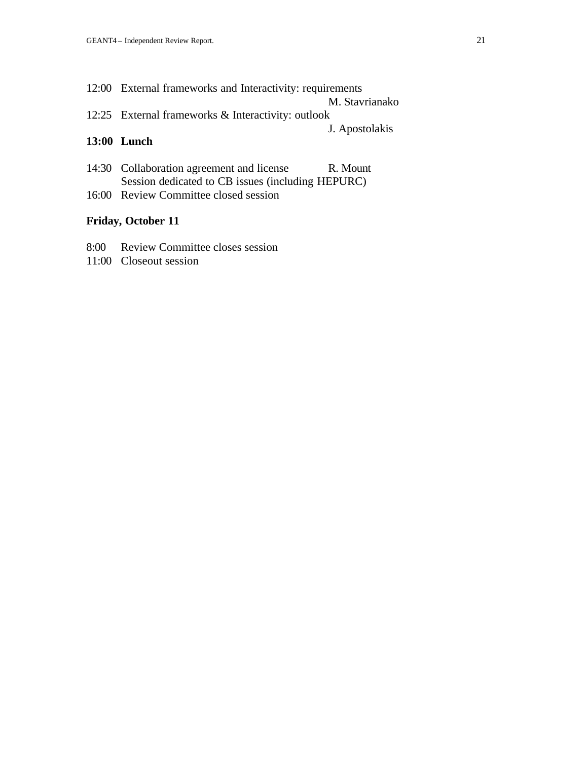12:00 External frameworks and Interactivity: requirements
M. Stavrianako

12:25 External frameworks & Interactivity: outlook
J. Apostolakis

**13:00 Lunch**

14:30 Collaboration agreement and license R. Mount
Session dedicated to CB issues (including HEPURC)

16:00 Review Committee closed session

**Friday, October 11**

8:00 Review Committee closes session

11:00 Closeout session